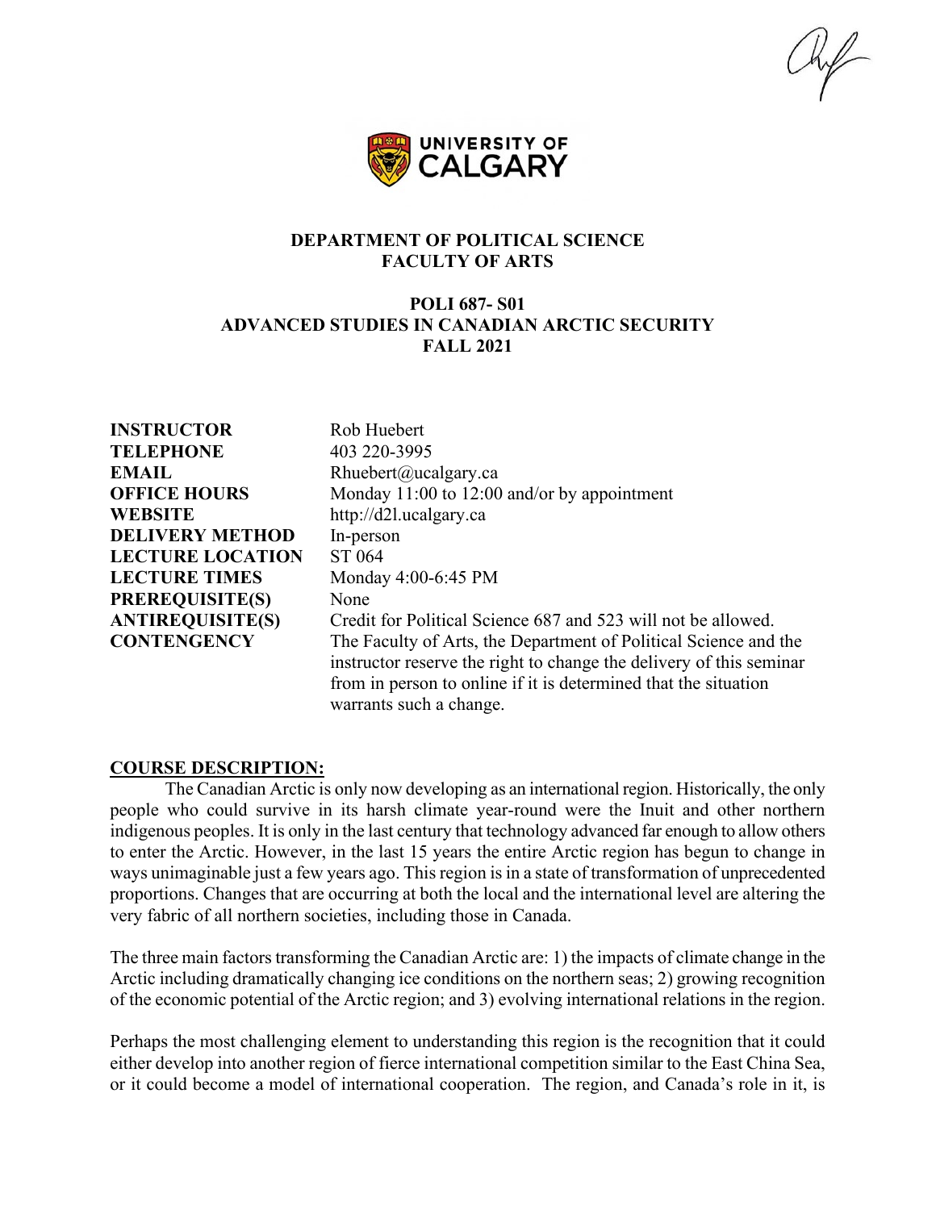**UNIVERSITY OF CALGARY**

**DEPARTMENT OF POLITICAL SCIENCE**
**FACULTY OF ARTS**

# POLI 687- S01
# ADVANCED STUDIES IN CANADIAN ARCTIC SECURITY
# FALL 2021

| | |
|---|---|
| **INSTRUCTOR** | Rob Huebert |
| **TELEPHONE** | 403 220-3995 |
| **EMAIL** | Rhuebert@ucalgary.ca |
| **OFFICE HOURS** | Monday 11:00 to 12:00 and/or by appointment |
| **WEBSITE** | http://d2l.ucalgary.ca |
| **DELIVERY METHOD** | In-person |
| **LECTURE LOCATION** | ST 064 |
| **LECTURE TIMES** | Monday 4:00-6:45 PM |
| **PREREQUISITE(S)** | None |
| **ANTIREQUISITE(S)** | Credit for Political Science 687 and 523 will not be allowed. |
| **CONTENGENCY** | The Faculty of Arts, the Department of Political Science and the instructor reserve the right to change the delivery of this seminar from in person to online if it is determined that the situation warrants such a change. |

## COURSE DESCRIPTION:

The Canadian Arctic is only now developing as an international region. Historically, the only people who could survive in its harsh climate year-round were the Inuit and other northern indigenous peoples. It is only in the last century that technology advanced far enough to allow others to enter the Arctic. However, in the last 15 years the entire Arctic region has begun to change in ways unimaginable just a few years ago. This region is in a state of transformation of unprecedented proportions. Changes that are occurring at both the local and the international level are altering the very fabric of all northern societies, including those in Canada.

The three main factors transforming the Canadian Arctic are: 1) the impacts of climate change in the Arctic including dramatically changing ice conditions on the northern seas; 2) growing recognition of the economic potential of the Arctic region; and 3) evolving international relations in the region.

Perhaps the most challenging element to understanding this region is the recognition that it could either develop into another region of fierce international competition similar to the East China Sea, or it could become a model of international cooperation. The region, and Canada's role in it, is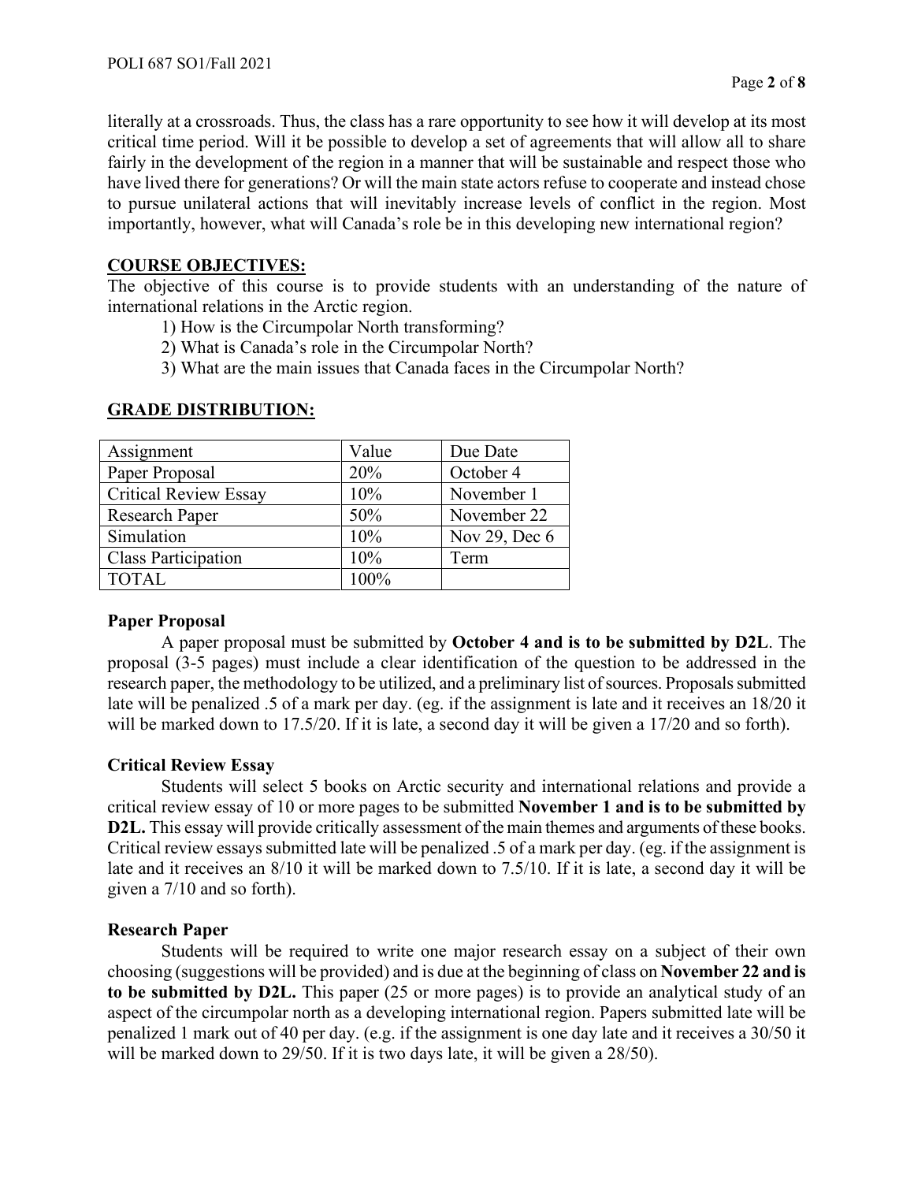literally at a crossroads. Thus, the class has a rare opportunity to see how it will develop at its most critical time period. Will it be possible to develop a set of agreements that will allow all to share fairly in the development of the region in a manner that will be sustainable and respect those who have lived there for generations? Or will the main state actors refuse to cooperate and instead chose to pursue unilateral actions that will inevitably increase levels of conflict in the region. Most importantly, however, what will Canada's role be in this developing new international region?

## COURSE OBJECTIVES:

The objective of this course is to provide students with an understanding of the nature of international relations in the Arctic region.

1) How is the Circumpolar North transforming?
2) What is Canada's role in the Circumpolar North?
3) What are the main issues that Canada faces in the Circumpolar North?

## GRADE DISTRIBUTION:

| Assignment | Value | Due Date |
| --- | --- | --- |
| Paper Proposal | 20% | October 4 |
| Critical Review Essay | 10% | November 1 |
| Research Paper | 50% | November 22 |
| Simulation | 10% | Nov 29, Dec 6 |
| Class Participation | 10% | Term |
| TOTAL | 100% | |

### Paper Proposal

A paper proposal must be submitted by **October 4 and is to be submitted by D2L**. The proposal (3-5 pages) must include a clear identification of the question to be addressed in the research paper, the methodology to be utilized, and a preliminary list of sources. Proposals submitted late will be penalized .5 of a mark per day. (eg. if the assignment is late and it receives an 18/20 it will be marked down to 17.5/20. If it is late, a second day it will be given a 17/20 and so forth).

### Critical Review Essay

Students will select 5 books on Arctic security and international relations and provide a critical review essay of 10 or more pages to be submitted **November 1 and is to be submitted by D2L.** This essay will provide critically assessment of the main themes and arguments of these books. Critical review essays submitted late will be penalized .5 of a mark per day. (eg. if the assignment is late and it receives an 8/10 it will be marked down to 7.5/10. If it is late, a second day it will be given a 7/10 and so forth).

### Research Paper

Students will be required to write one major research essay on a subject of their own choosing (suggestions will be provided) and is due at the beginning of class on **November 22 and is to be submitted by D2L.** This paper (25 or more pages) is to provide an analytical study of an aspect of the circumpolar north as a developing international region. Papers submitted late will be penalized 1 mark out of 40 per day. (e.g. if the assignment is one day late and it receives a 30/50 it will be marked down to 29/50. If it is two days late, it will be given a 28/50).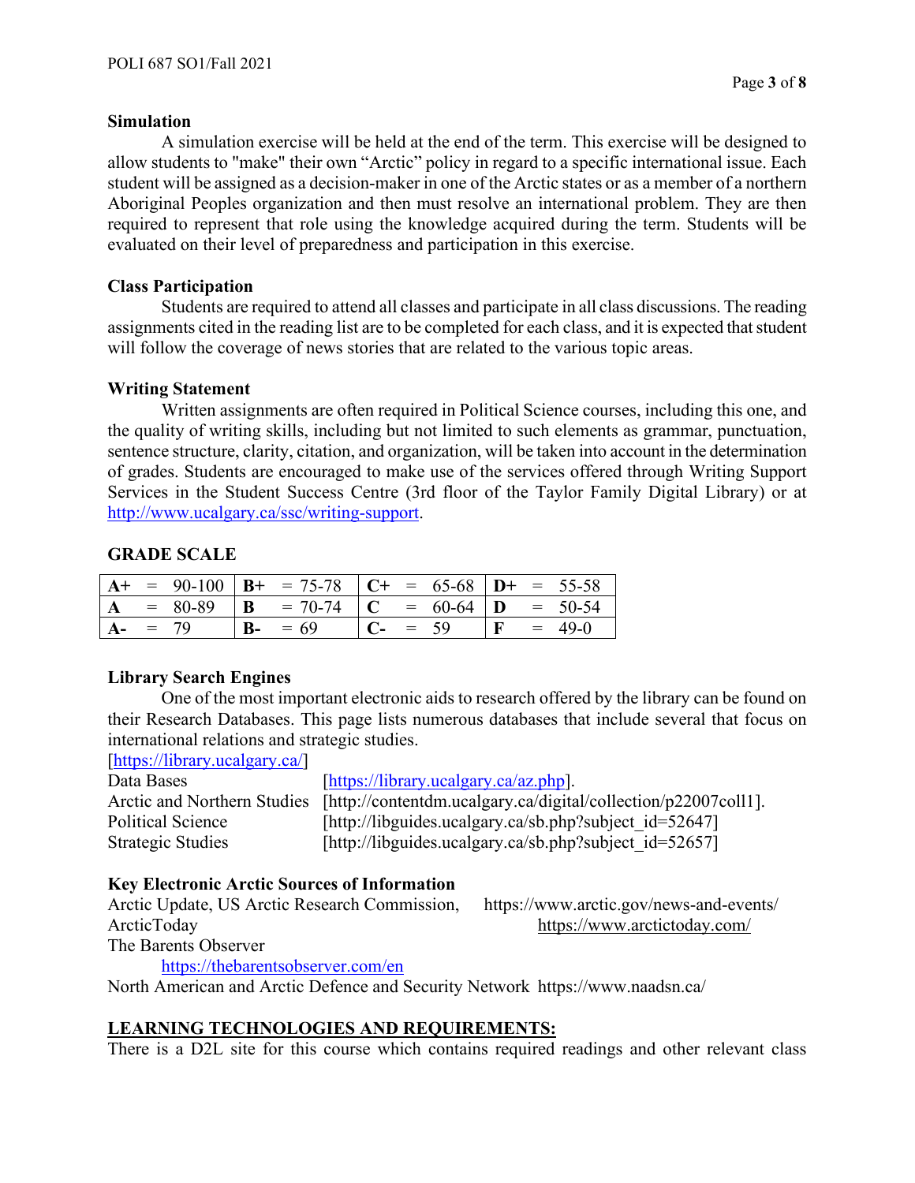### Simulation

A simulation exercise will be held at the end of the term. This exercise will be designed to allow students to "make" their own "Arctic" policy in regard to a specific international issue. Each student will be assigned as a decision-maker in one of the Arctic states or as a member of a northern Aboriginal Peoples organization and then must resolve an international problem. They are then required to represent that role using the knowledge acquired during the term. Students will be evaluated on their level of preparedness and participation in this exercise.

### Class Participation

Students are required to attend all classes and participate in all class discussions. The reading assignments cited in the reading list are to be completed for each class, and it is expected that student will follow the coverage of news stories that are related to the various topic areas.

### Writing Statement

Written assignments are often required in Political Science courses, including this one, and the quality of writing skills, including but not limited to such elements as grammar, punctuation, sentence structure, clarity, citation, and organization, will be taken into account in the determination of grades. Students are encouraged to make use of the services offered through Writing Support Services in the Student Success Centre (3rd floor of the Taylor Family Digital Library) or at http://www.ucalgary.ca/ssc/writing-support.

### GRADE SCALE

| | | | | | | | | | | | |
|---|---|---|---|---|---|---|---|---|---|---|---|
| **A+** | = | 90-100 | **B+** | = | 75-78 | **C+** | = | 65-68 | **D+** | = | 55-58 |
| **A** | = | 80-89 | **B** | = | 70-74 | **C** | = | 60-64 | **D** | = | 50-54 |
| **A-** | = | 79 | **B-** | = | 69 | **C-** | = | 59 | **F** | = | 49-0 |

### Library Search Engines

One of the most important electronic aids to research offered by the library can be found on their Research Databases. This page lists numerous databases that include several that focus on international relations and strategic studies.
[https://library.ucalgary.ca/]

Data Bases [https://library.ucalgary.ca/az.php].
Arctic and Northern Studies [http://contentdm.ucalgary.ca/digital/collection/p22007coll1].
Political Science [http://libguides.ucalgary.ca/sb.php?subject_id=52647]
Strategic Studies [http://libguides.ucalgary.ca/sb.php?subject_id=52657]

### Key Electronic Arctic Sources of Information

Arctic Update, US Arctic Research Commission, https://www.arctic.gov/news-and-events/
ArcticToday https://www.arctictoday.com/
The Barents Observer
https://thebarentsobserver.com/en
North American and Arctic Defence and Security Network https://www.naadsn.ca/

## LEARNING TECHNOLOGIES AND REQUIREMENTS:

There is a D2L site for this course which contains required readings and other relevant class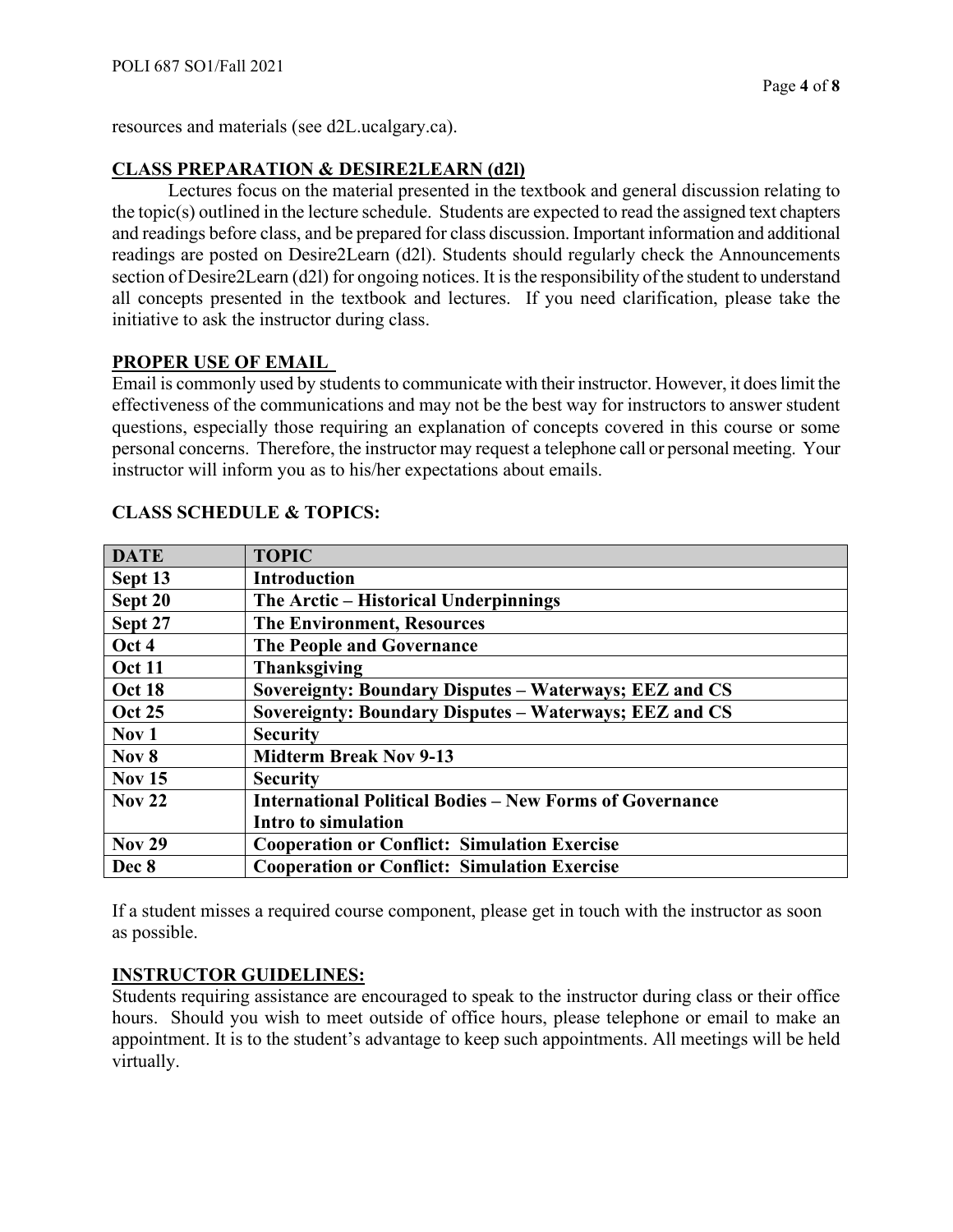resources and materials (see d2L.ucalgary.ca).

## CLASS PREPARATION & DESIRE2LEARN (d2l)

Lectures focus on the material presented in the textbook and general discussion relating to the topic(s) outlined in the lecture schedule. Students are expected to read the assigned text chapters and readings before class, and be prepared for class discussion. Important information and additional readings are posted on Desire2Learn (d2l). Students should regularly check the Announcements section of Desire2Learn (d2l) for ongoing notices. It is the responsibility of the student to understand all concepts presented in the textbook and lectures. If you need clarification, please take the initiative to ask the instructor during class.

## PROPER USE OF EMAIL

Email is commonly used by students to communicate with their instructor. However, it does limit the effectiveness of the communications and may not be the best way for instructors to answer student questions, especially those requiring an explanation of concepts covered in this course or some personal concerns. Therefore, the instructor may request a telephone call or personal meeting. Your instructor will inform you as to his/her expectations about emails.

## CLASS SCHEDULE & TOPICS:

| DATE | TOPIC |
|---|---|
| Sept 13 | Introduction |
| Sept 20 | The Arctic – Historical Underpinnings |
| Sept 27 | The Environment, Resources |
| Oct 4 | The People and Governance |
| Oct 11 | Thanksgiving |
| Oct 18 | Sovereignty: Boundary Disputes – Waterways; EEZ and CS |
| Oct 25 | Sovereignty: Boundary Disputes – Waterways; EEZ and CS |
| Nov 1 | Security |
| Nov 8 | Midterm Break Nov 9-13 |
| Nov 15 | Security |
| Nov 22 | International Political Bodies – New Forms of Governance<br>Intro to simulation |
| Nov 29 | Cooperation or Conflict: Simulation Exercise |
| Dec 8 | Cooperation or Conflict: Simulation Exercise |

If a student misses a required course component, please get in touch with the instructor as soon as possible.

## INSTRUCTOR GUIDELINES:

Students requiring assistance are encouraged to speak to the instructor during class or their office hours. Should you wish to meet outside of office hours, please telephone or email to make an appointment. It is to the student's advantage to keep such appointments. All meetings will be held virtually.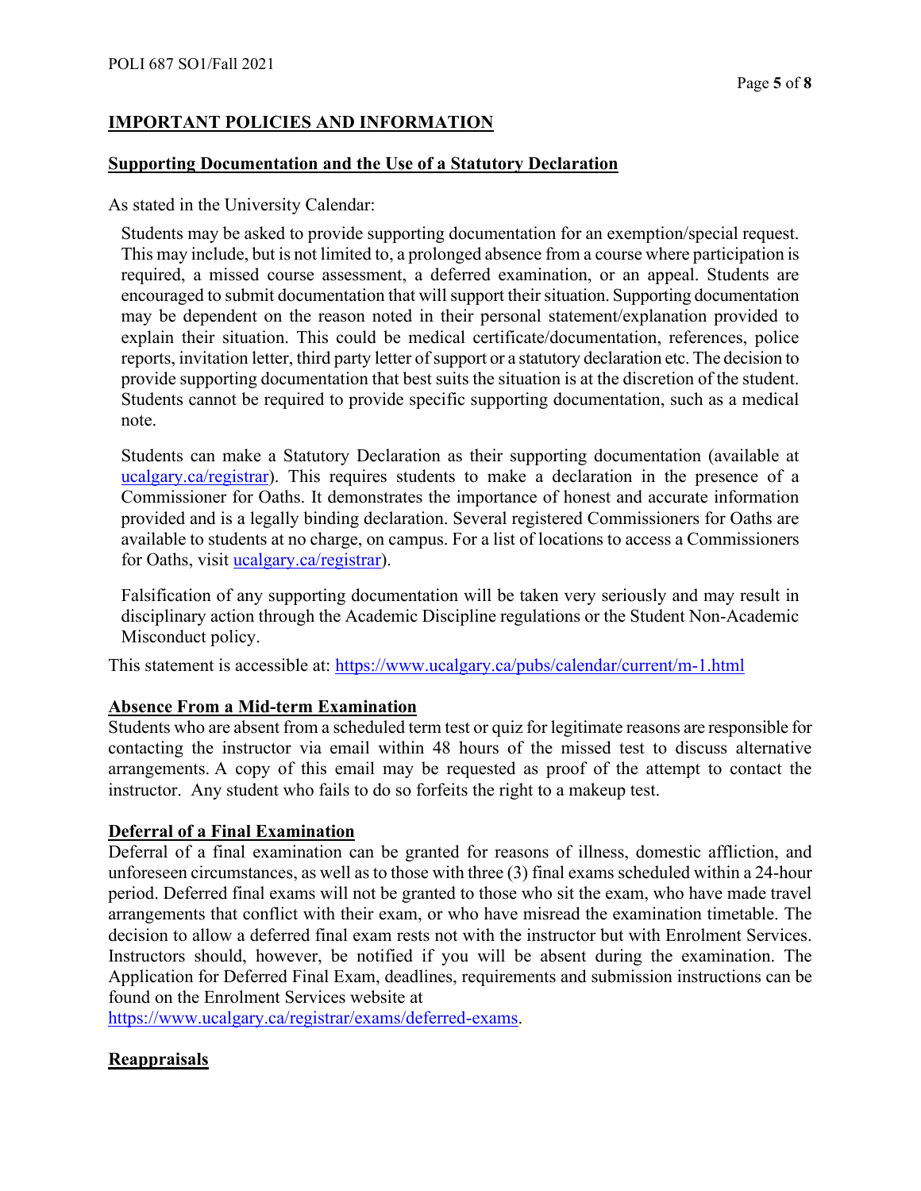## IMPORTANT POLICIES AND INFORMATION

### Supporting Documentation and the Use of a Statutory Declaration

As stated in the University Calendar:

> Students may be asked to provide supporting documentation for an exemption/special request. This may include, but is not limited to, a prolonged absence from a course where participation is required, a missed course assessment, a deferred examination, or an appeal. Students are encouraged to submit documentation that will support their situation. Supporting documentation may be dependent on the reason noted in their personal statement/explanation provided to explain their situation. This could be medical certificate/documentation, references, police reports, invitation letter, third party letter of support or a statutory declaration etc. The decision to provide supporting documentation that best suits the situation is at the discretion of the student. Students cannot be required to provide specific supporting documentation, such as a medical note.
>
> Students can make a Statutory Declaration as their supporting documentation (available at [ucalgary.ca/registrar](ucalgary.ca/registrar)). This requires students to make a declaration in the presence of a Commissioner for Oaths. It demonstrates the importance of honest and accurate information provided and is a legally binding declaration. Several registered Commissioners for Oaths are available to students at no charge, on campus. For a list of locations to access a Commissioners for Oaths, visit [ucalgary.ca/registrar](ucalgary.ca/registrar)).
>
> Falsification of any supporting documentation will be taken very seriously and may result in disciplinary action through the Academic Discipline regulations or the Student Non-Academic Misconduct policy.

This statement is accessible at: https://www.ucalgary.ca/pubs/calendar/current/m-1.html

### Absence From a Mid-term Examination

Students who are absent from a scheduled term test or quiz for legitimate reasons are responsible for contacting the instructor via email within 48 hours of the missed test to discuss alternative arrangements. A copy of this email may be requested as proof of the attempt to contact the instructor. Any student who fails to do so forfeits the right to a makeup test.

### Deferral of a Final Examination

Deferral of a final examination can be granted for reasons of illness, domestic affliction, and unforeseen circumstances, as well as to those with three (3) final exams scheduled within a 24-hour period. Deferred final exams will not be granted to those who sit the exam, who have made travel arrangements that conflict with their exam, or who have misread the examination timetable. The decision to allow a deferred final exam rests not with the instructor but with Enrolment Services. Instructors should, however, be notified if you will be absent during the examination. The Application for Deferred Final Exam, deadlines, requirements and submission instructions can be found on the Enrolment Services website at https://www.ucalgary.ca/registrar/exams/deferred-exams.

### Reappraisals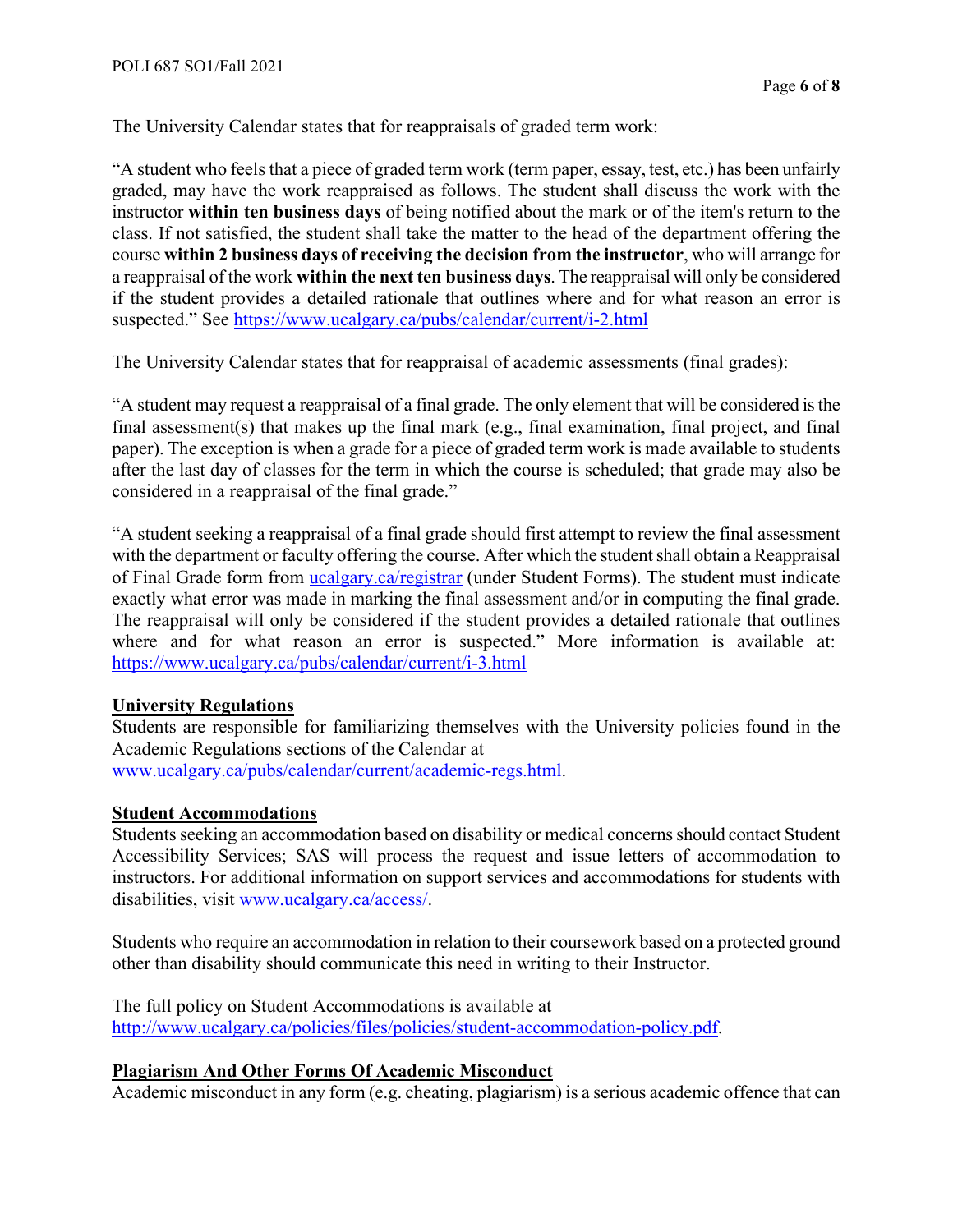The University Calendar states that for reappraisals of graded term work:

"A student who feels that a piece of graded term work (term paper, essay, test, etc.) has been unfairly graded, may have the work reappraised as follows. The student shall discuss the work with the instructor **within ten business days** of being notified about the mark or of the item's return to the class. If not satisfied, the student shall take the matter to the head of the department offering the course **within 2 business days of receiving the decision from the instructor**, who will arrange for a reappraisal of the work **within the next ten business days**. The reappraisal will only be considered if the student provides a detailed rationale that outlines where and for what reason an error is suspected." See [https://www.ucalgary.ca/pubs/calendar/current/i-2.html](https://www.ucalgary.ca/pubs/calendar/current/i-2.html)

The University Calendar states that for reappraisal of academic assessments (final grades):

"A student may request a reappraisal of a final grade. The only element that will be considered is the final assessment(s) that makes up the final mark (e.g., final examination, final project, and final paper). The exception is when a grade for a piece of graded term work is made available to students after the last day of classes for the term in which the course is scheduled; that grade may also be considered in a reappraisal of the final grade."

"A student seeking a reappraisal of a final grade should first attempt to review the final assessment with the department or faculty offering the course. After which the student shall obtain a Reappraisal of Final Grade form from [ucalgary.ca/registrar](ucalgary.ca/registrar) (under Student Forms). The student must indicate exactly what error was made in marking the final assessment and/or in computing the final grade. The reappraisal will only be considered if the student provides a detailed rationale that outlines where and for what reason an error is suspected." More information is available at: [https://www.ucalgary.ca/pubs/calendar/current/i-3.html](https://www.ucalgary.ca/pubs/calendar/current/i-3.html)

**<u>University Regulations</u>**

Students are responsible for familiarizing themselves with the University policies found in the Academic Regulations sections of the Calendar at [www.ucalgary.ca/pubs/calendar/current/academic-regs.html](www.ucalgary.ca/pubs/calendar/current/academic-regs.html).

**<u>Student Accommodations</u>**

Students seeking an accommodation based on disability or medical concerns should contact Student Accessibility Services; SAS will process the request and issue letters of accommodation to instructors. For additional information on support services and accommodations for students with disabilities, visit [www.ucalgary.ca/access/](www.ucalgary.ca/access/).

Students who require an accommodation in relation to their coursework based on a protected ground other than disability should communicate this need in writing to their Instructor.

The full policy on Student Accommodations is available at [http://www.ucalgary.ca/policies/files/policies/student-accommodation-policy.pdf](http://www.ucalgary.ca/policies/files/policies/student-accommodation-policy.pdf).

**<u>Plagiarism And Other Forms Of Academic Misconduct</u>**

Academic misconduct in any form (e.g. cheating, plagiarism) is a serious academic offence that can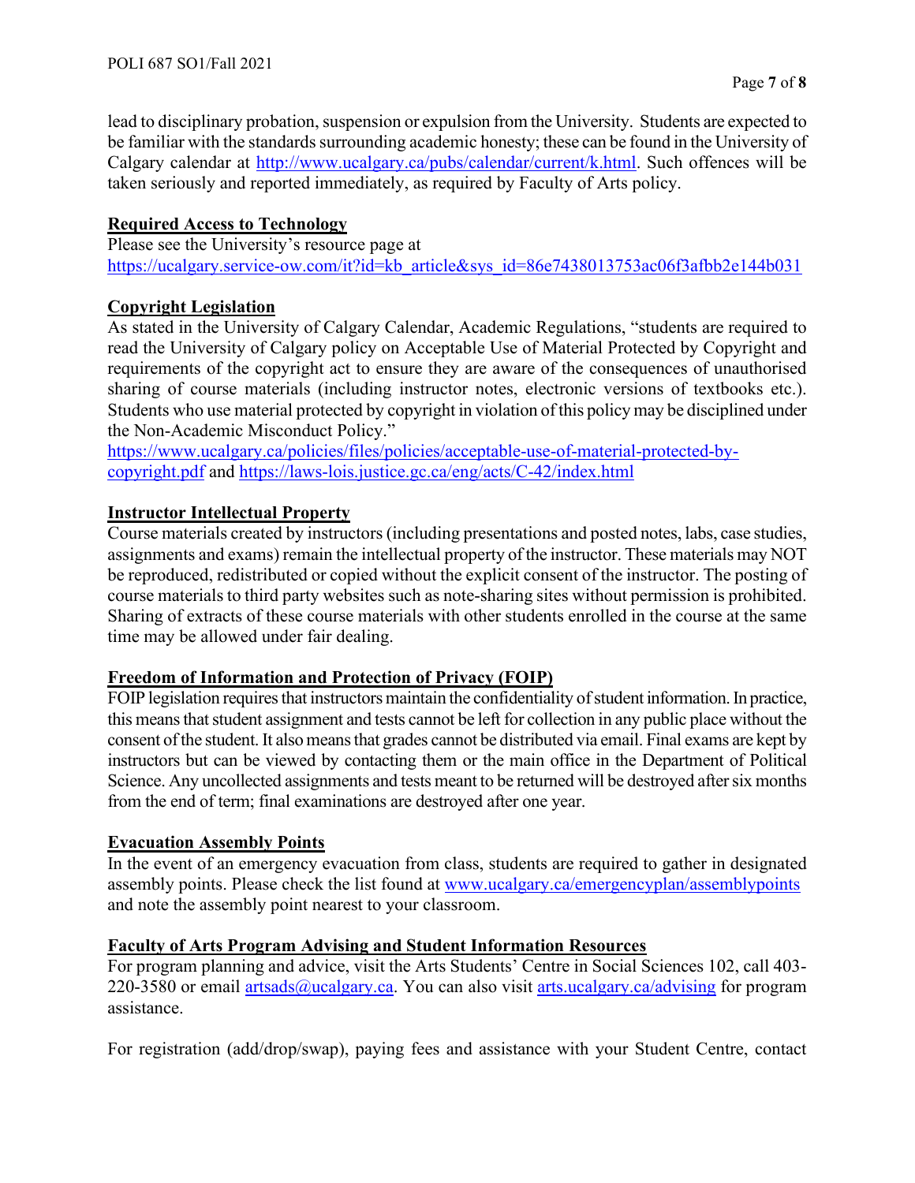lead to disciplinary probation, suspension or expulsion from the University. Students are expected to be familiar with the standards surrounding academic honesty; these can be found in the University of Calgary calendar at http://www.ucalgary.ca/pubs/calendar/current/k.html. Such offences will be taken seriously and reported immediately, as required by Faculty of Arts policy.

**Required Access to Technology**

Please see the University's resource page at https://ucalgary.service-ow.com/it?id=kb_article&sys_id=86e7438013753ac06f3afbb2e144b031

**Copyright Legislation**

As stated in the University of Calgary Calendar, Academic Regulations, "students are required to read the University of Calgary policy on Acceptable Use of Material Protected by Copyright and requirements of the copyright act to ensure they are aware of the consequences of unauthorised sharing of course materials (including instructor notes, electronic versions of textbooks etc.). Students who use material protected by copyright in violation of this policy may be disciplined under the Non-Academic Misconduct Policy."
https://www.ucalgary.ca/policies/files/policies/acceptable-use-of-material-protected-by-copyright.pdf and https://laws-lois.justice.gc.ca/eng/acts/C-42/index.html

**Instructor Intellectual Property**

Course materials created by instructors (including presentations and posted notes, labs, case studies, assignments and exams) remain the intellectual property of the instructor. These materials may NOT be reproduced, redistributed or copied without the explicit consent of the instructor. The posting of course materials to third party websites such as note-sharing sites without permission is prohibited. Sharing of extracts of these course materials with other students enrolled in the course at the same time may be allowed under fair dealing.

**Freedom of Information and Protection of Privacy (FOIP)**

FOIP legislation requires that instructors maintain the confidentiality of student information. In practice, this means that student assignment and tests cannot be left for collection in any public place without the consent of the student. It also means that grades cannot be distributed via email. Final exams are kept by instructors but can be viewed by contacting them or the main office in the Department of Political Science. Any uncollected assignments and tests meant to be returned will be destroyed after six months from the end of term; final examinations are destroyed after one year.

**Evacuation Assembly Points**

In the event of an emergency evacuation from class, students are required to gather in designated assembly points. Please check the list found at www.ucalgary.ca/emergencyplan/assemblypoints and note the assembly point nearest to your classroom.

**Faculty of Arts Program Advising and Student Information Resources**

For program planning and advice, visit the Arts Students' Centre in Social Sciences 102, call 403-220-3580 or email artsads@ucalgary.ca. You can also visit arts.ucalgary.ca/advising for program assistance.

For registration (add/drop/swap), paying fees and assistance with your Student Centre, contact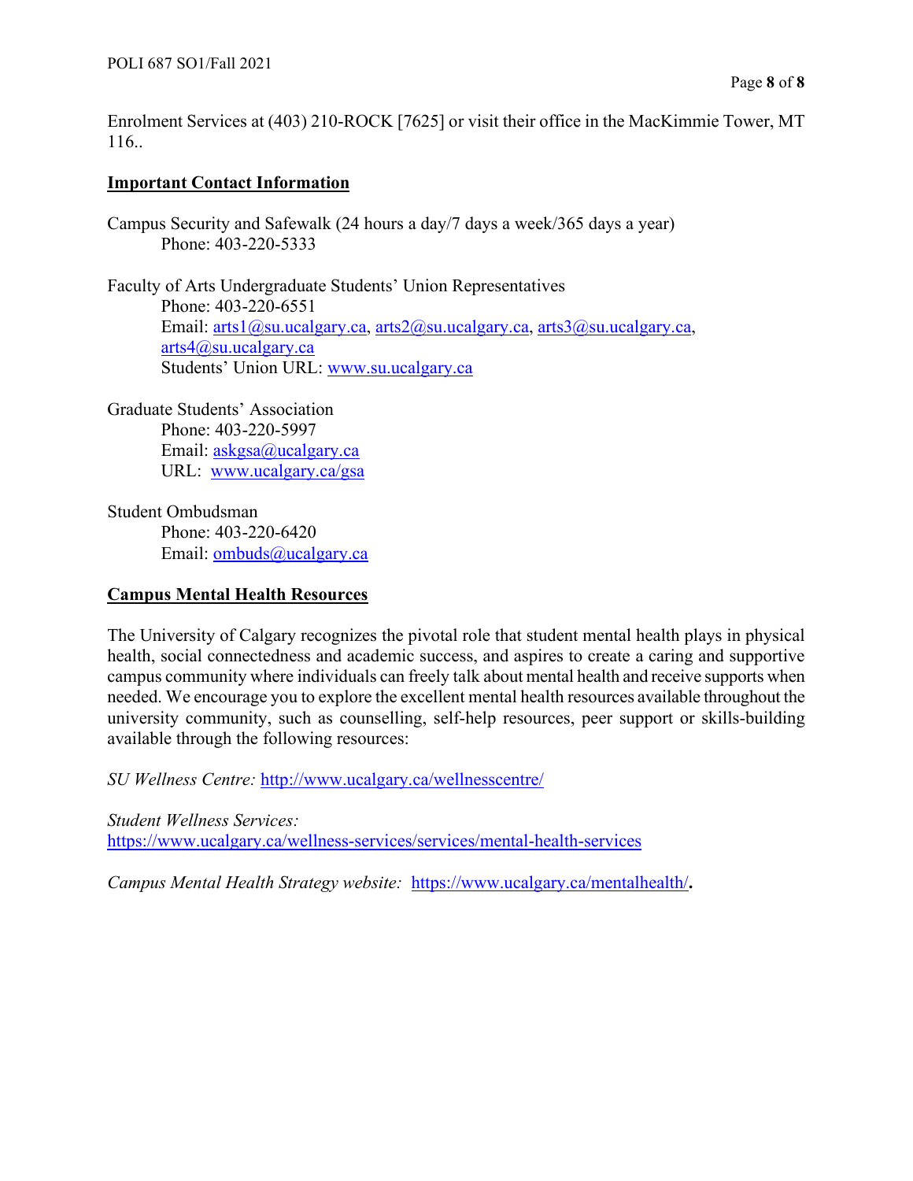Enrolment Services at (403) 210-ROCK [7625] or visit their office in the MacKimmie Tower, MT 116..

## Important Contact Information

Campus Security and Safewalk (24 hours a day/7 days a week/365 days a year)
Phone: 403-220-5333

Faculty of Arts Undergraduate Students' Union Representatives
Phone: 403-220-6551
Email: arts1@su.ucalgary.ca, arts2@su.ucalgary.ca, arts3@su.ucalgary.ca, arts4@su.ucalgary.ca
Students' Union URL: www.su.ucalgary.ca

Graduate Students' Association
Phone: 403-220-5997
Email: askgsa@ucalgary.ca
URL: www.ucalgary.ca/gsa

Student Ombudsman
Phone: 403-220-6420
Email: ombuds@ucalgary.ca

## Campus Mental Health Resources

The University of Calgary recognizes the pivotal role that student mental health plays in physical health, social connectedness and academic success, and aspires to create a caring and supportive campus community where individuals can freely talk about mental health and receive supports when needed. We encourage you to explore the excellent mental health resources available throughout the university community, such as counselling, self-help resources, peer support or skills-building available through the following resources:

*SU Wellness Centre:* http://www.ucalgary.ca/wellnesscentre/

*Student Wellness Services:*
https://www.ucalgary.ca/wellness-services/services/mental-health-services

*Campus Mental Health Strategy website:* https://www.ucalgary.ca/mentalhealth/**.**